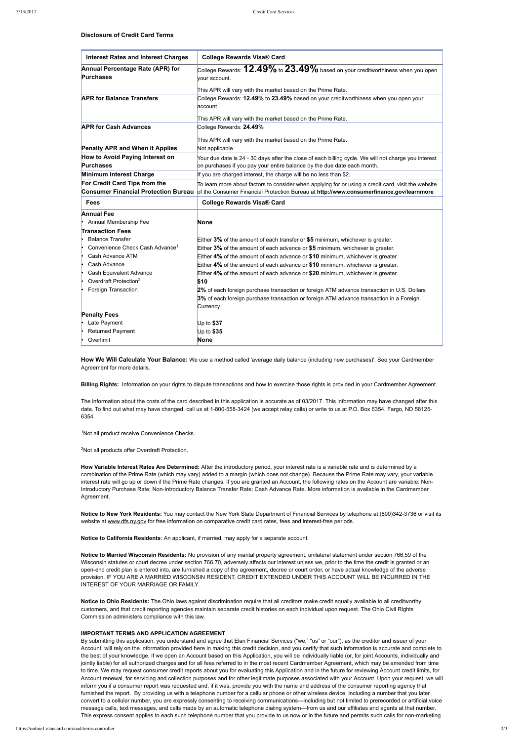### Disclosure of Credit Card Terms

| Interest Rates and Interest Charges | College Rewards Visa® Card |
|---|---|
| **Annual Percentage Rate (APR) for Purchases** | College Rewards: **12.49%** to **23.49%** based on your creditworthiness when you open your account.<br><br>This APR will vary with the market based on the Prime Rate. |
| **APR for Balance Transfers** | College Rewards: **12.49%** to **23.49%** based on your creditworthiness when you open your account.<br><br>This APR will vary with the market based on the Prime Rate. |
| **APR for Cash Advances** | College Rewards: **24.49%**<br><br>This APR will vary with the market based on the Prime Rate. |
| **Penalty APR and When it Applies** | Not applicable |
| **How to Avoid Paying Interest on Purchases** | Your due date is 24 - 30 days after the close of each billing cycle. We will not charge you interest on purchases if you pay your entire balance by the due date each month. |
| **Minimum Interest Charge** | If you are charged interest, the charge will be no less than $2. |
| **For Credit Card Tips from the Consumer Financial Protection Bureau** | To learn more about factors to consider when applying for or using a credit card, visit the website of the Consumer Financial Protection Bureau at **http://www.consumerfinance.gov/learnmore** |
| **Fees** | **College Rewards Visa® Card** |
| **Annual Fee** | |
| • Annual Membership Fee | **None** |
| **Transaction Fees** | |
| • Balance Transfer | Either **3%** of the amount of each transfer or **$5** minimum, whichever is greater. |
| • Convenience Check Cash Advance[1] | Either **3%** of the amount of each advance or **$5** minimum, whichever is greater. |
| • Cash Advance ATM | Either **4%** of the amount of each advance or **$10** minimum, whichever is greater. |
| • Cash Advance | Either **4%** of the amount of each advance or **$10** minimum, whichever is greater. |
| • Cash Equivalent Advance | Either **4%** of the amount of each advance or **$20** minimum, whichever is greater. |
| • Overdraft Protection[2] | **$10** |
| • Foreign Transaction | **2%** of each foreign purchase transaction or foreign ATM advance transaction in U.S. Dollars<br>**3%** of each foreign purchase transaction or foreign ATM advance transaction in a Foreign Currency |
| **Penalty Fees** | |
| • Late Payment | Up to **$37** |
| • Returned Payment | Up to **$35** |
| • Overlimit | **None** |

**How We Will Calculate Your Balance:** We use a method called 'average daily balance (including new purchases)'. See your Cardmember Agreement for more details.

**Billing Rights:** Information on your rights to dispute transactions and how to exercise those rights is provided in your Cardmember Agreement.

The information about the costs of the card described in this application is accurate as of 03/2017. This information may have changed after this date. To find out what may have changed, call us at 1-800-558-3424 (we accept relay calls) or write to us at P.O. Box 6354, Fargo, ND 58125-6354.

[1]Not all product receive Convenience Checks.

[2]Not all products offer Overdraft Protection.

**How Variable Interest Rates Are Determined:** After the introductory period, your interest rate is a variable rate and is determined by a combination of the Prime Rate (which may vary) added to a margin (which does not change). Because the Prime Rate may vary, your variable interest rate will go up or down if the Prime Rate changes. If you are granted an Account, the following rates on the Account are variable: Non-Introductory Purchase Rate; Non-Introductory Balance Transfer Rate; Cash Advance Rate. More information is available in the Cardmember Agreement.

**Notice to New York Residents:** You may contact the New York State Department of Financial Services by telephone at (800)342-3736 or visit its website at www.dfs.ny.gov for free information on comparative credit card rates, fees and interest-free periods.

**Notice to California Residents**: An applicant, if married, may apply for a separate account.

**Notice to Married Wisconsin Residents:** No provision of any marital property agreement, unilateral statement under section 766.59 of the Wisconsin statutes or court decree under section 766.70, adversely affects our interest unless we, prior to the time the credit is granted or an open-end credit plan is entered into, are furnished a copy of the agreement, decree or court order, or have actual knowledge of the adverse provision. IF YOU ARE A MARRIED WISCONSIN RESIDENT, CREDIT EXTENDED UNDER THIS ACCOUNT WILL BE INCURRED IN THE INTEREST OF YOUR MARRIAGE OR FAMILY.

**Notice to Ohio Residents:** The Ohio laws against discrimination require that all creditors make credit equally available to all creditworthy customers, and that credit reporting agencies maintain separate credit histories on each individual upon request. The Ohio Civil Rights Commission administers compliance with this law.

**IMPORTANT TERMS AND APPLICATION AGREEMENT**

By submitting this application, you understand and agree that Elan Financial Services ("we," "us" or "our"), as the creditor and issuer of your Account, will rely on the information provided here in making this credit decision, and you certify that such information is accurate and complete to the best of your knowledge. If we open an Account based on this Application, you will be individually liable (or, for joint Accounts, individually and jointly liable) for all authorized charges and for all fees referred to in the most recent Cardmember Agreement, which may be amended from time to time. We may request consumer credit reports about you for evaluating this Application and in the future for reviewing Account credit limits, for Account renewal, for servicing and collection purposes and for other legitimate purposes associated with your Account. Upon your request, we will inform you if a consumer report was requested and, if it was, provide you with the name and address of the consumer reporting agency that furnished the report. By providing us with a telephone number for a cellular phone or other wireless device, including a number that you later convert to a cellular number, you are expressly consenting to receiving communications—including but not limited to prerecorded or artificial voice message calls, text messages, and calls made by an automatic telephone dialing system—from us and our affiliates and agents at that number. This express consent applies to each such telephone number that you provide to us now or in the future and permits such calls for non-marketing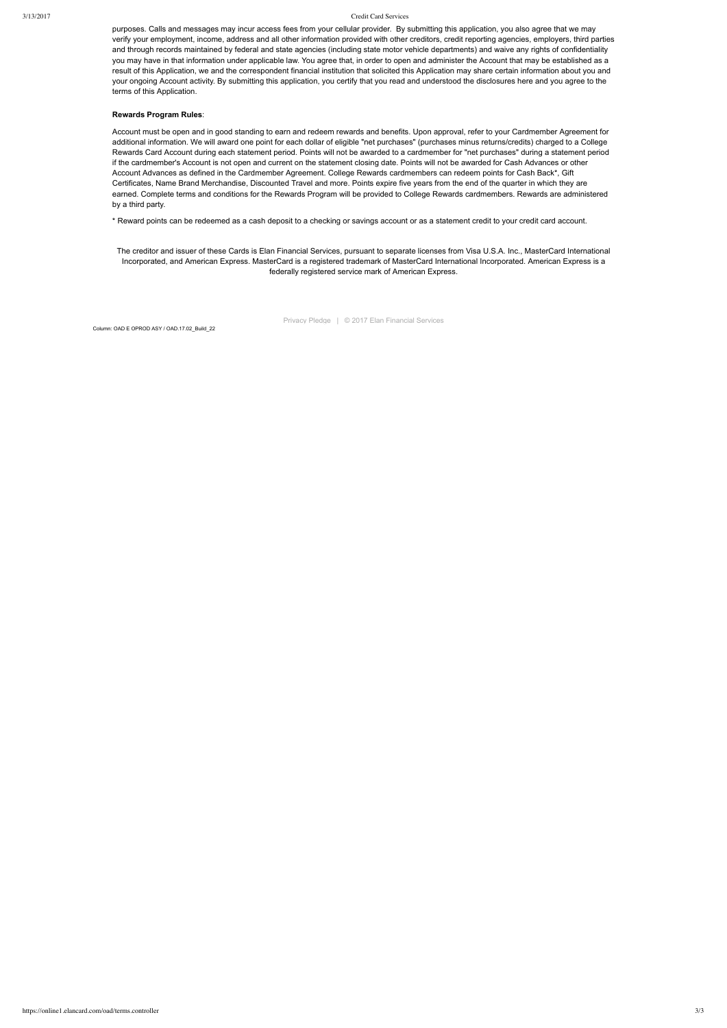purposes. Calls and messages may incur access fees from your cellular provider. By submitting this application, you also agree that we may verify your employment, income, address and all other information provided with other creditors, credit reporting agencies, employers, third parties and through records maintained by federal and state agencies (including state motor vehicle departments) and waive any rights of confidentiality you may have in that information under applicable law. You agree that, in order to open and administer the Account that may be established as a result of this Application, we and the correspondent financial institution that solicited this Application may share certain information about you and your ongoing Account activity. By submitting this application, you certify that you read and understood the disclosures here and you agree to the terms of this Application.

**Rewards Program Rules**:

Account must be open and in good standing to earn and redeem rewards and benefits. Upon approval, refer to your Cardmember Agreement for additional information. We will award one point for each dollar of eligible "net purchases" (purchases minus returns/credits) charged to a College Rewards Card Account during each statement period. Points will not be awarded to a cardmember for "net purchases" during a statement period if the cardmember's Account is not open and current on the statement closing date. Points will not be awarded for Cash Advances or other Account Advances as defined in the Cardmember Agreement. College Rewards cardmembers can redeem points for Cash Back*, Gift Certificates, Name Brand Merchandise, Discounted Travel and more. Points expire five years from the end of the quarter in which they are earned. Complete terms and conditions for the Rewards Program will be provided to College Rewards cardmembers. Rewards are administered by a third party.

* Reward points can be redeemed as a cash deposit to a checking or savings account or as a statement credit to your credit card account.

The creditor and issuer of these Cards is Elan Financial Services, pursuant to separate licenses from Visa U.S.A. Inc., MasterCard International Incorporated, and American Express. MasterCard is a registered trademark of MasterCard International Incorporated. American Express is a federally registered service mark of American Express.

Privacy Pledge | © 2017 Elan Financial Services

Column: OAD E OPROD ASY / OAD.17.02_Build_22